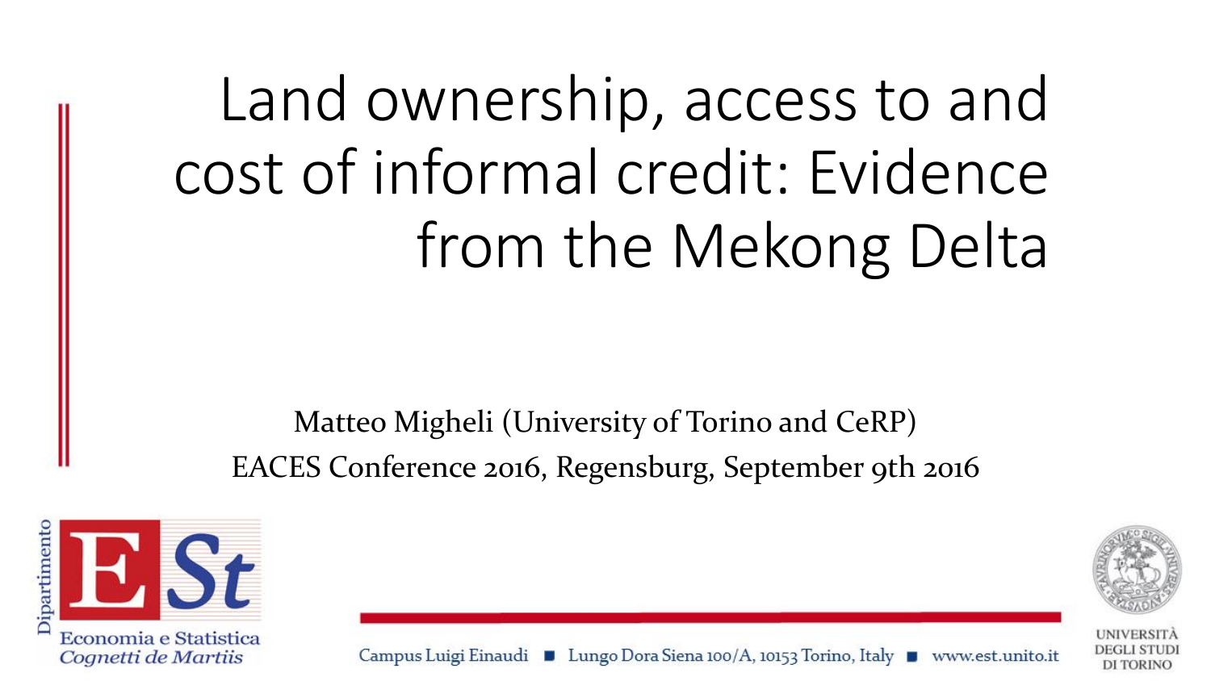# Land ownership, access to and cost of informal credit: Evidence from the Mekong Delta

Matteo Migheli (University of Torino and CeRP)

EACES Conference 2016, Regensburg, September 9th 2016

Dipartimento Economia e Statistica *Cognetti de Martiis*

Campus Luigi Einaudi ■ Lungo Dora Siena 100/A, 10153 Torino, Italy ■ www.est.unito.it

UNIVERSITÀ DEGLI STUDI DI TORINO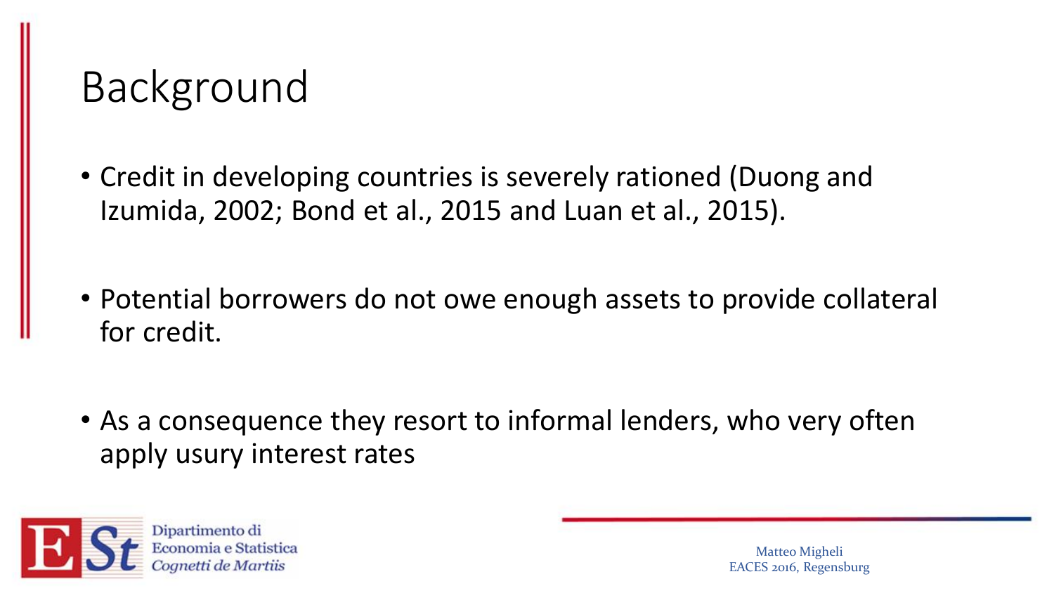# Background

- Credit in developing countries is severely rationed (Duong and Izumida, 2002; Bond et al., 2015 and Luan et al., 2015).

- Potential borrowers do not owe enough assets to provide collateral for credit.

- As a consequence they resort to informal lenders, who very often apply usury interest rates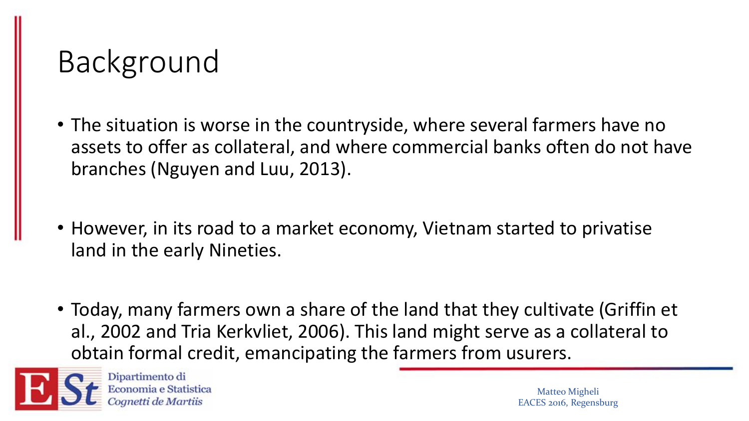# Background

- The situation is worse in the countryside, where several farmers have no assets to offer as collateral, and where commercial banks often do not have branches (Nguyen and Luu, 2013).

- However, in its road to a market economy, Vietnam started to privatise land in the early Nineties.

- Today, many farmers own a share of the land that they cultivate (Griffin et al., 2002 and Tria Kerkvliet, 2006). This land might serve as a collateral to obtain formal credit, emancipating the farmers from usurers.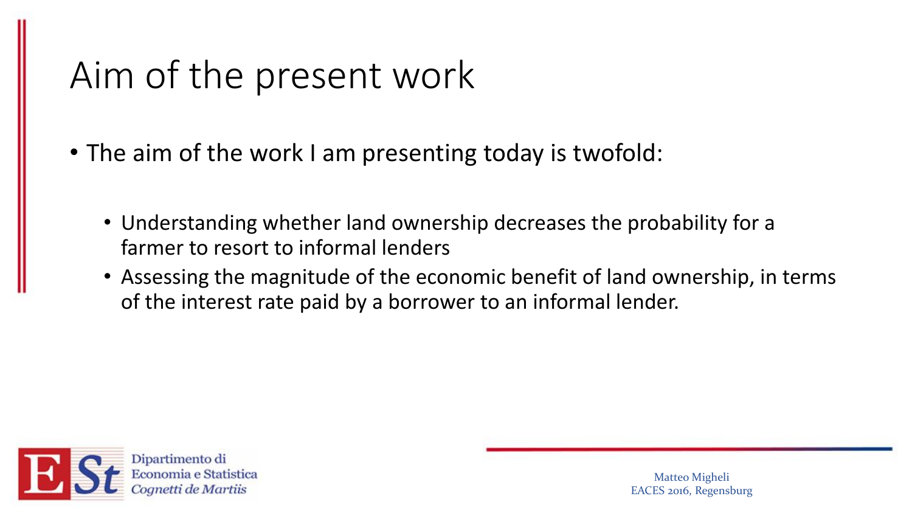# Aim of the present work

- The aim of the work I am presenting today is twofold:
  - Understanding whether land ownership decreases the probability for a farmer to resort to informal lenders
  - Assessing the magnitude of the economic benefit of land ownership, in terms of the interest rate paid by a borrower to an informal lender.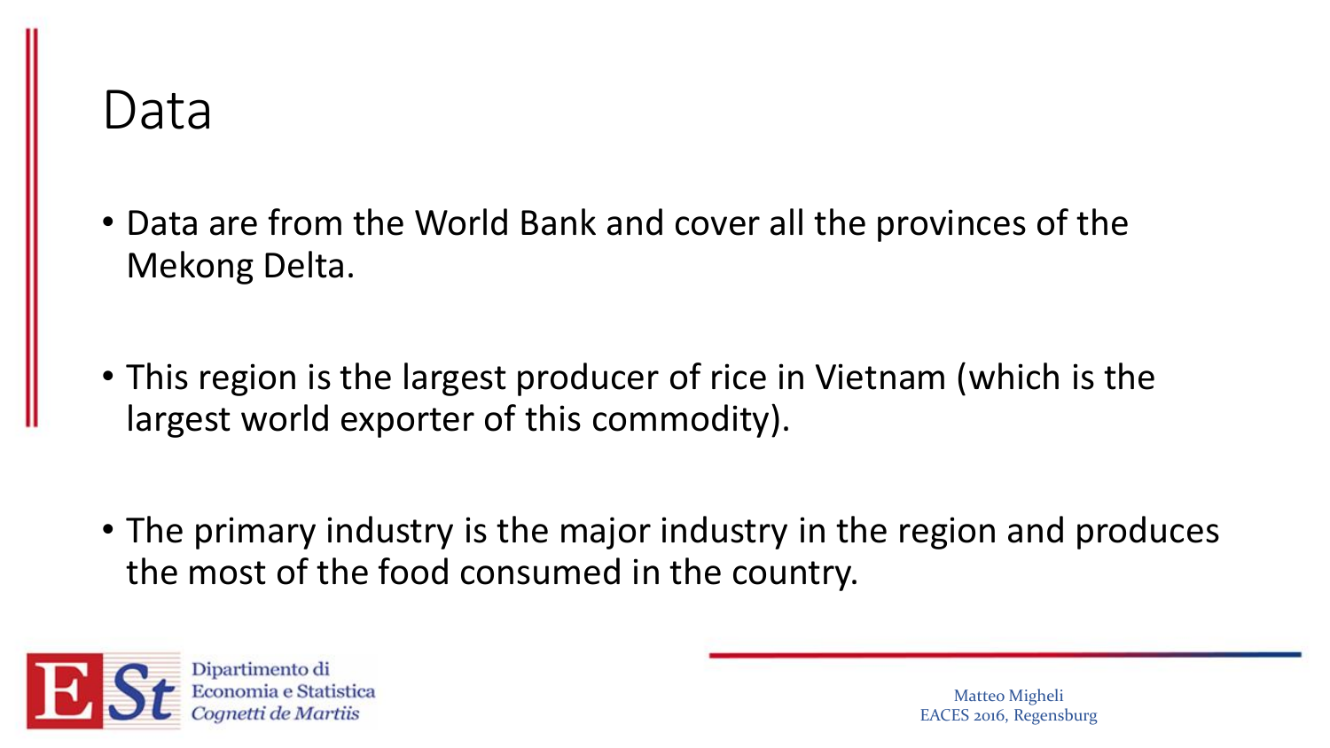# Data

- Data are from the World Bank and cover all the provinces of the Mekong Delta.
- This region is the largest producer of rice in Vietnam (which is the largest world exporter of this commodity).
- The primary industry is the major industry in the region and produces the most of the food consumed in the country.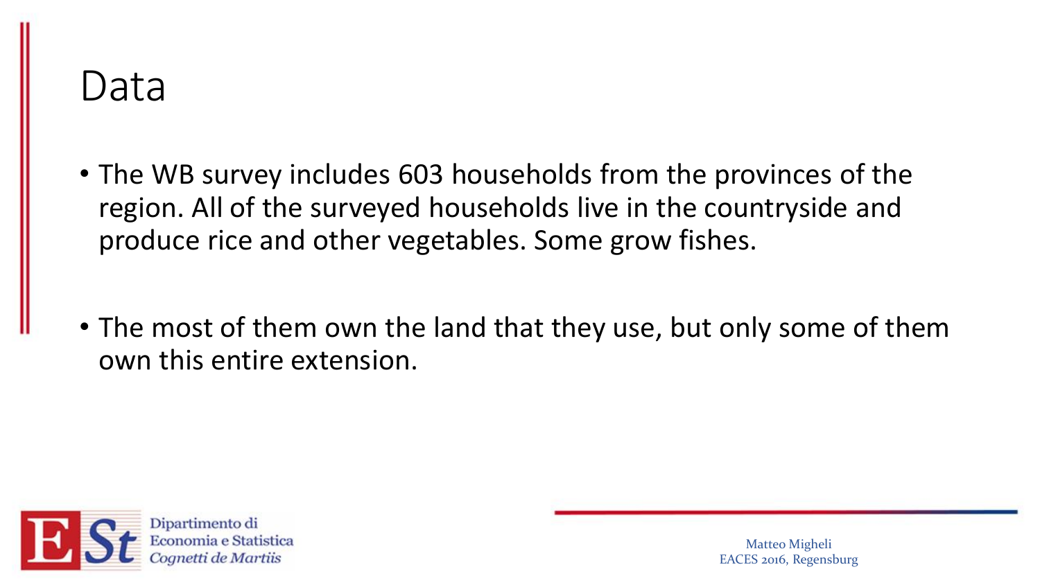# Data

- The WB survey includes 603 households from the provinces of the region. All of the surveyed households live in the countryside and produce rice and other vegetables. Some grow fishes.

- The most of them own the land that they use, but only some of them own this entire extension.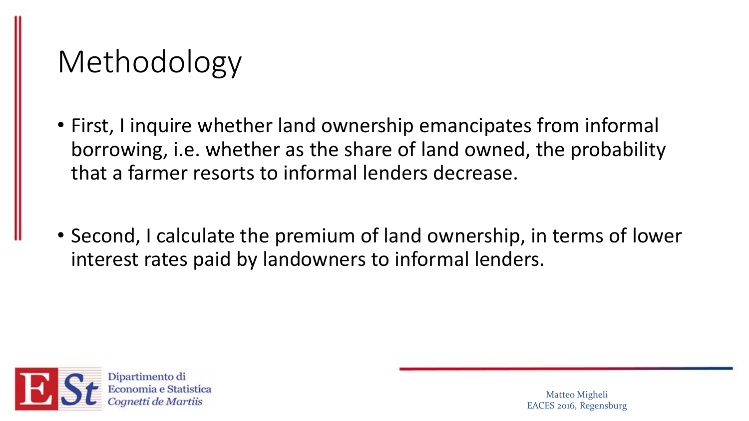# Methodology

- First, I inquire whether land ownership emancipates from informal borrowing, i.e. whether as the share of land owned, the probability that a farmer resorts to informal lenders decrease.

- Second, I calculate the premium of land ownership, in terms of lower interest rates paid by landowners to informal lenders.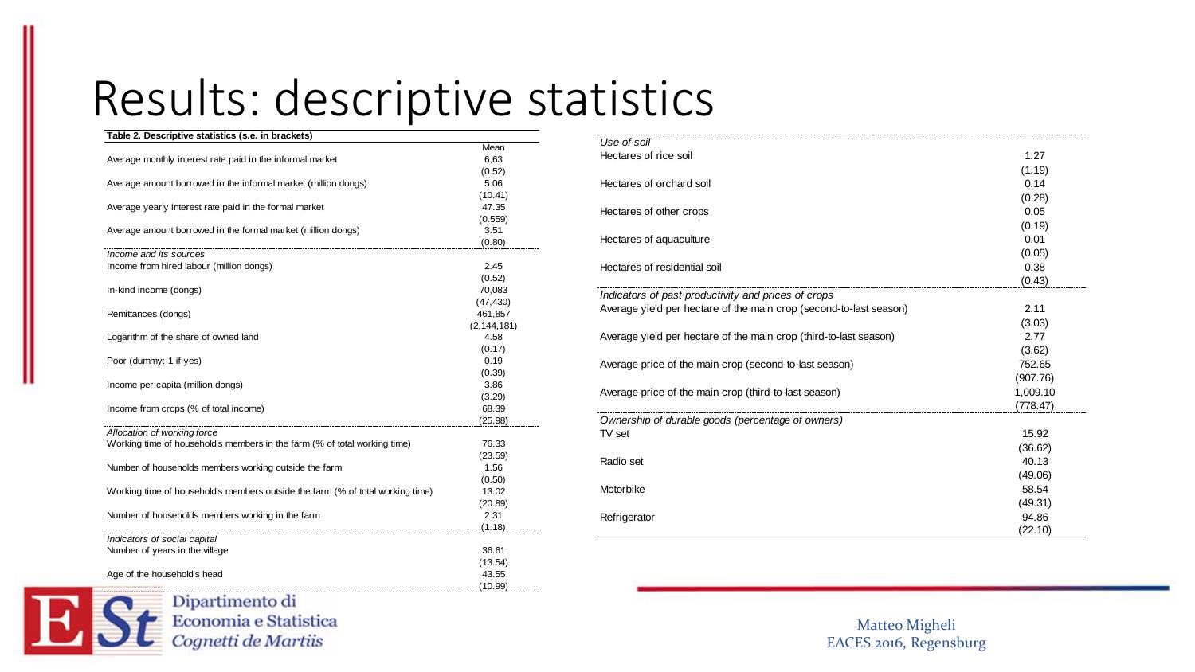# Results: descriptive statistics

**Table 2. Descriptive statistics (s.e. in brackets)**

| | Mean |
|---|---|
| Average monthly interest rate paid in the informal market | 6,63 |
| | (0.52) |
| Average amount borrowed in the informal market (million dongs) | 5.06 |
| | (10.41) |
| Average yearly interest rate paid in the formal market | 47.35 |
| | (0.559) |
| Average amount borrowed in the formal market (million dongs) | 3.51 |
| | (0.80) |
| *Income and its sources* | |
| Income from hired labour (million dongs) | 2.45 |
| | (0.52) |
| In-kind income (dongs) | 70,083 |
| | (47,430) |
| Remittances (dongs) | 461,857 |
| | (2,144,181) |
| Logarithm of the share of owned land | 4.58 |
| | (0.17) |
| Poor (dummy: 1 if yes) | 0.19 |
| | (0.39) |
| Income per capita (million dongs) | 3.86 |
| | (3.29) |
| Income from crops (% of total income) | 68.39 |
| | (25.98) |
| *Allocation of working force* | |
| Working time of household's members in the farm (% of total working time) | 76.33 |
| | (23.59) |
| Number of households members working outside the farm | 1.56 |
| | (0.50) |
| Working time of household's members outside the farm (% of total working time) | 13.02 |
| | (20.89) |
| Number of households members working in the farm | 2.31 |
| | (1.18) |
| *Indicators of social capital* | |
| Number of years in the village | 36.61 |
| | (13.54) |
| Age of the household's head | 43.55 |
| | (10.99) |
| *Use of soil* | |
| Hectares of rice soil | 1.27 |
| | (1.19) |
| Hectares of orchard soil | 0.14 |
| | (0.28) |
| Hectares of other crops | 0.05 |
| | (0.19) |
| Hectares of aquaculture | 0.01 |
| | (0.05) |
| Hectares of residential soil | 0.38 |
| | (0.43) |
| *Indicators of past productivity and prices of crops* | |
| Average yield per hectare of the main crop (second-to-last season) | 2.11 |
| | (3.03) |
| Average yield per hectare of the main crop (third-to-last season) | 2.77 |
| | (3.62) |
| Average price of the main crop (second-to-last season) | 752.65 |
| | (907.76) |
| Average price of the main crop (third-to-last season) | 1,009.10 |
| | (778.47) |
| *Ownership of durable goods (percentage of owners)* | |
| TV set | 15.92 |
| | (36.62) |
| Radio set | 40.13 |
| | (49.06) |
| Motorbike | 58.54 |
| | (49.31) |
| Refrigerator | 94.86 |
| | (22.10) |

Matteo Migheli
EACES 2016, Regensburg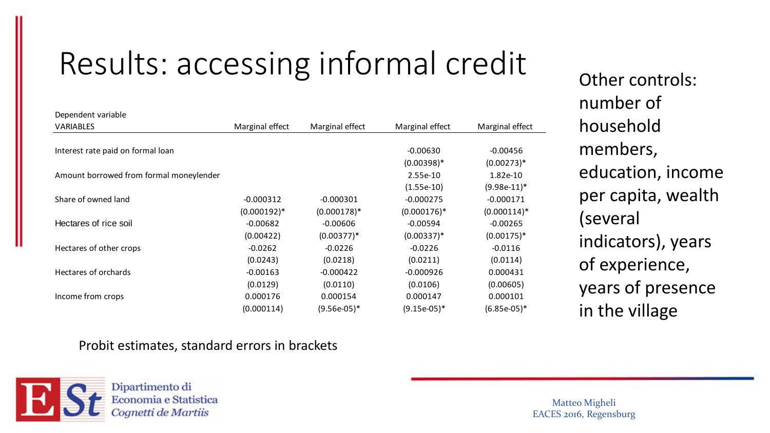# Results: accessing informal credit

| Dependent variable<br>VARIABLES | Marginal effect | Marginal effect | Marginal effect | Marginal effect |
|---|---|---|---|---|
| Interest rate paid on formal loan | | | -0.00630 | -0.00456 |
| | | | (0.00398)* | (0.00273)* |
| Amount borrowed from formal moneylender | | | 2.55e-10 | 1.82e-10 |
| | | | (1.55e-10) | (9.98e-11)* |
| Share of owned land | -0.000312 | -0.000301 | -0.000275 | -0.000171 |
| | (0.000192)* | (0.000178)* | (0.000176)* | (0.000114)* |
| Hectares of rice soil | -0.00682 | -0.00606 | -0.00594 | -0.00265 |
| | (0.00422) | (0.00377)* | (0.00337)* | (0.00175)* |
| Hectares of other crops | -0.0262 | -0.0226 | -0.0226 | -0.0116 |
| | (0.0243) | (0.0218) | (0.0211) | (0.0114) |
| Hectares of orchards | -0.00163 | -0.000422 | -0.000926 | 0.000431 |
| | (0.0129) | (0.0110) | (0.0106) | (0.00605) |
| Income from crops | 0.000176 | 0.000154 | 0.000147 | 0.000101 |
| | (0.000114) | (9.56e-05)* | (9.15e-05)* | (6.85e-05)* |

Probit estimates, standard errors in brackets

Other controls: number of household members, education, income per capita, wealth (several indicators), years of experience, years of presence in the village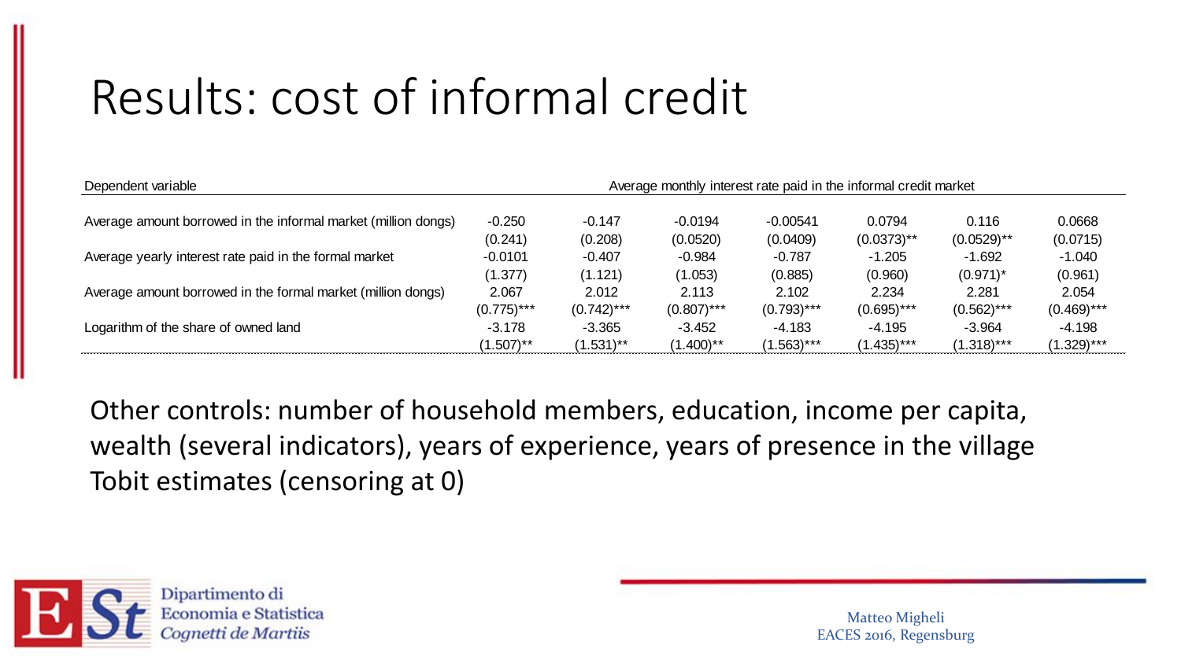# Results: cost of informal credit

| Dependent variable | Average monthly interest rate paid in the informal credit market | | | | | | |
|---|---|---|---|---|---|---|---|
| Average amount borrowed in the informal market (million dongs) | -0.250 | -0.147 | -0.0194 | -0.00541 | 0.0794 | 0.116 | 0.0668 |
| | (0.241) | (0.208) | (0.0520) | (0.0409) | (0.0373)** | (0.0529)** | (0.0715) |
| Average yearly interest rate paid in the formal market | -0.0101 | -0.407 | -0.984 | -0.787 | -1.205 | -1.692 | -1.040 |
| | (1.377) | (1.121) | (1.053) | (0.885) | (0.960) | (0.971)* | (0.961) |
| Average amount borrowed in the formal market (million dongs) | 2.067 | 2.012 | 2.113 | 2.102 | 2.234 | 2.281 | 2.054 |
| | (0.775)*** | (0.742)*** | (0.807)*** | (0.793)*** | (0.695)*** | (0.562)*** | (0.469)*** |
| Logarithm of the share of owned land | -3.178 | -3.365 | -3.452 | -4.183 | -4.195 | -3.964 | -4.198 |
| | (1.507)** | (1.531)** | (1.400)** | (1.563)*** | (1.435)*** | (1.318)*** | (1.329)*** |

Other controls: number of household members, education, income per capita, wealth (several indicators), years of experience, years of presence in the village

Tobit estimates (censoring at 0)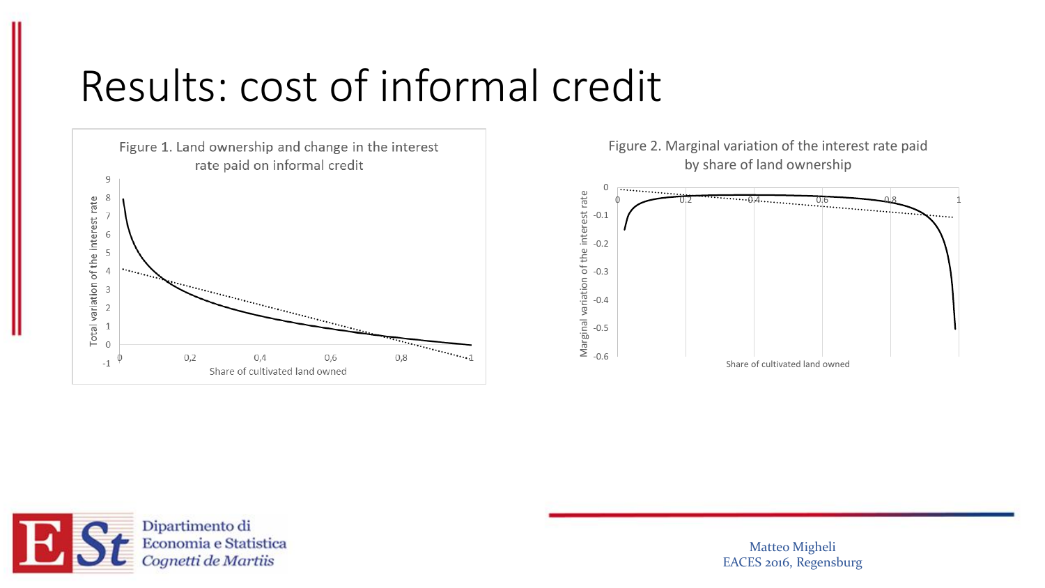# Results: cost of informal credit

Figure 1. Land ownership and change in the interest rate paid on informal credit

Total variation of the interest rate

Share of cultivated land owned

Figure 2. Marginal variation of the interest rate paid by share of land ownership

Marginal variation of the interest rate

Share of cultivated land owned

Matteo Migheli
EACES 2016, Regensburg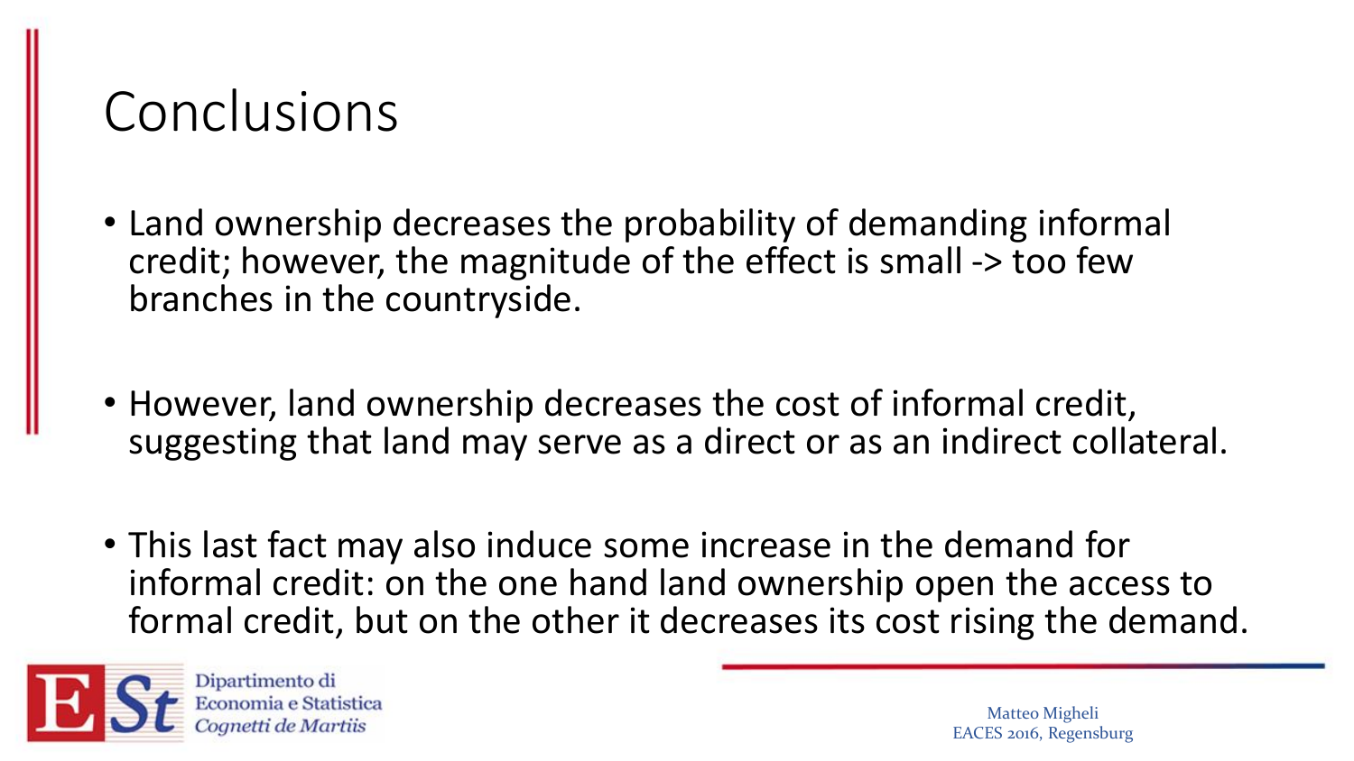# Conclusions

- Land ownership decreases the probability of demanding informal credit; however, the magnitude of the effect is small -> too few branches in the countryside.

- However, land ownership decreases the cost of informal credit, suggesting that land may serve as a direct or as an indirect collateral.

- This last fact may also induce some increase in the demand for informal credit: on the one hand land ownership open the access to formal credit, but on the other it decreases its cost rising the demand.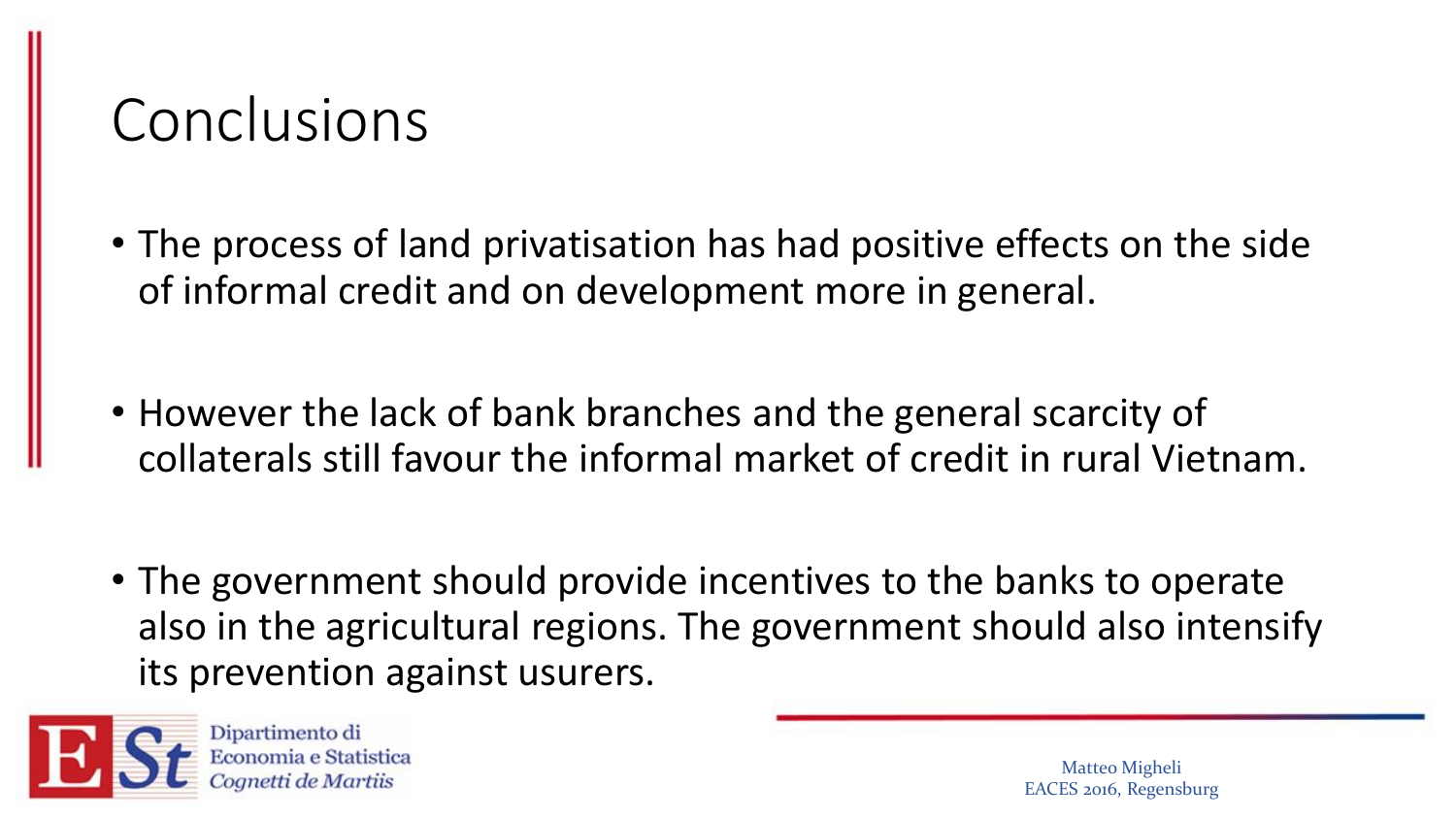# Conclusions

- The process of land privatisation has had positive effects on the side of informal credit and on development more in general.

- However the lack of bank branches and the general scarcity of collaterals still favour the informal market of credit in rural Vietnam.

- The government should provide incentives to the banks to operate also in the agricultural regions. The government should also intensify its prevention against usurers.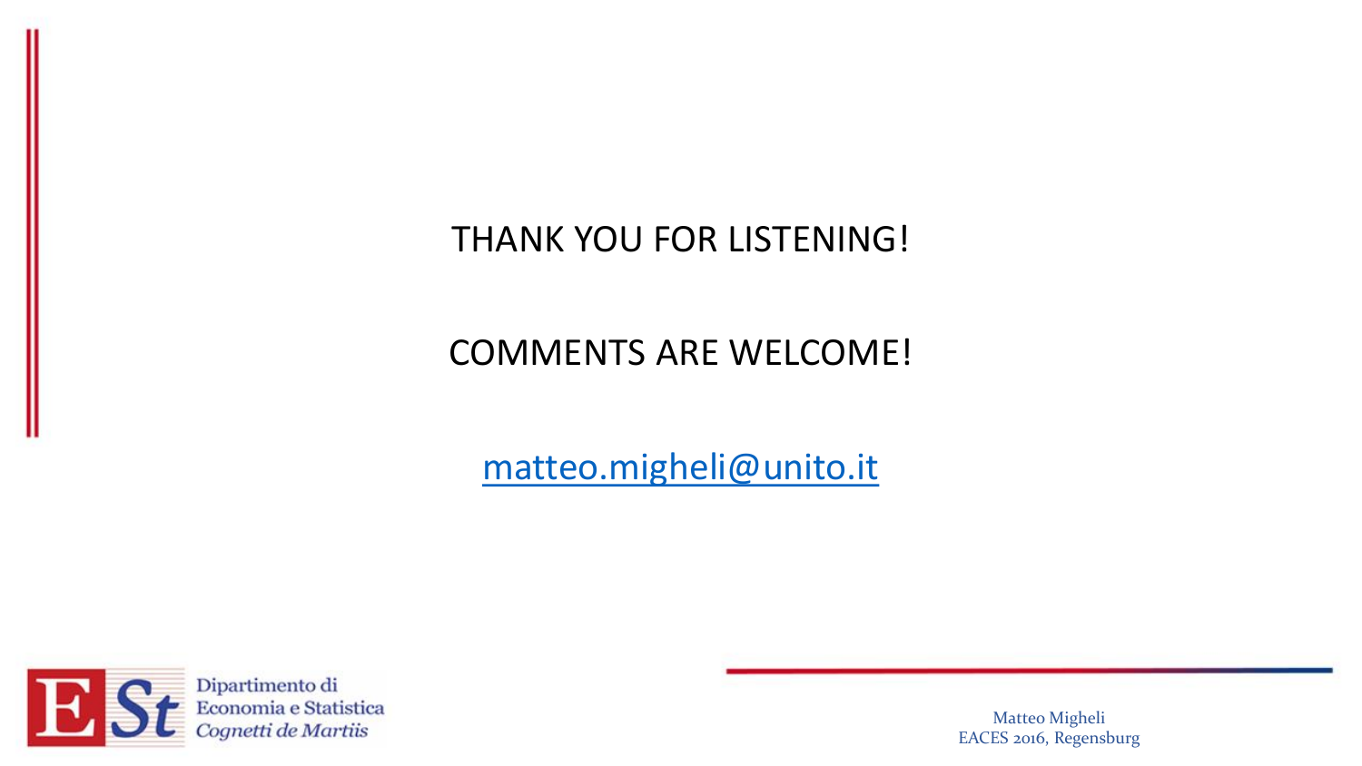THANK YOU FOR LISTENING!

COMMENTS ARE WELCOME!

matteo.migheli@unito.it